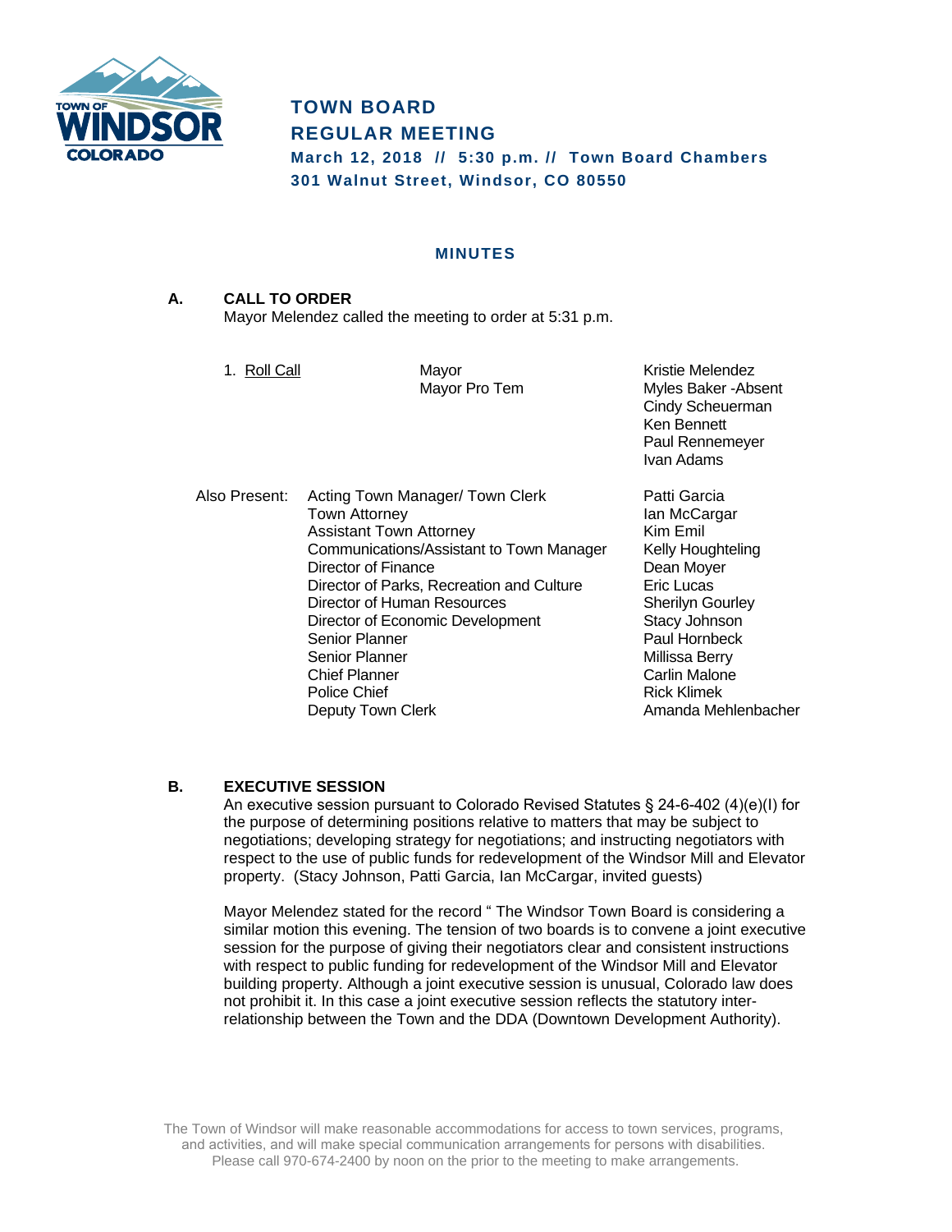# TOWN BOARD REGULAR MEETING

**March 12, 2018 // 5:30 p.m. // Town Board Chambers**
**301 Walnut Street, Windsor, CO 80550**

## MINUTES

### A. CALL TO ORDER

Mayor Melendez called the meeting to order at 5:31 p.m.

1. Roll Call

| | |
|---|---|
| Mayor | Kristie Melendez |
| Mayor Pro Tem | Myles Baker -Absent |
| | Cindy Scheuerman |
| | Ken Bennett |
| | Paul Rennemeyer |
| | Ivan Adams |

Also Present:

| | |
|---|---|
| Acting Town Manager/ Town Clerk | Patti Garcia |
| Town Attorney | Ian McCargar |
| Assistant Town Attorney | Kim Emil |
| Communications/Assistant to Town Manager | Kelly Houghteling |
| Director of Finance | Dean Moyer |
| Director of Parks, Recreation and Culture | Eric Lucas |
| Director of Human Resources | Sherilyn Gourley |
| Director of Economic Development | Stacy Johnson |
| Senior Planner | Paul Hornbeck |
| Senior Planner | Millissa Berry |
| Chief Planner | Carlin Malone |
| Police Chief | Rick Klimek |
| Deputy Town Clerk | Amanda Mehlenbacher |

### B. EXECUTIVE SESSION

An executive session pursuant to Colorado Revised Statutes § 24-6-402 (4)(e)(I) for the purpose of determining positions relative to matters that may be subject to negotiations; developing strategy for negotiations; and instructing negotiators with respect to the use of public funds for redevelopment of the Windsor Mill and Elevator property. (Stacy Johnson, Patti Garcia, Ian McCargar, invited guests)

Mayor Melendez stated for the record " The Windsor Town Board is considering a similar motion this evening. The tension of two boards is to convene a joint executive session for the purpose of giving their negotiators clear and consistent instructions with respect to public funding for redevelopment of the Windsor Mill and Elevator building property. Although a joint executive session is unusual, Colorado law does not prohibit it. In this case a joint executive session reflects the statutory inter-relationship between the Town and the DDA (Downtown Development Authority).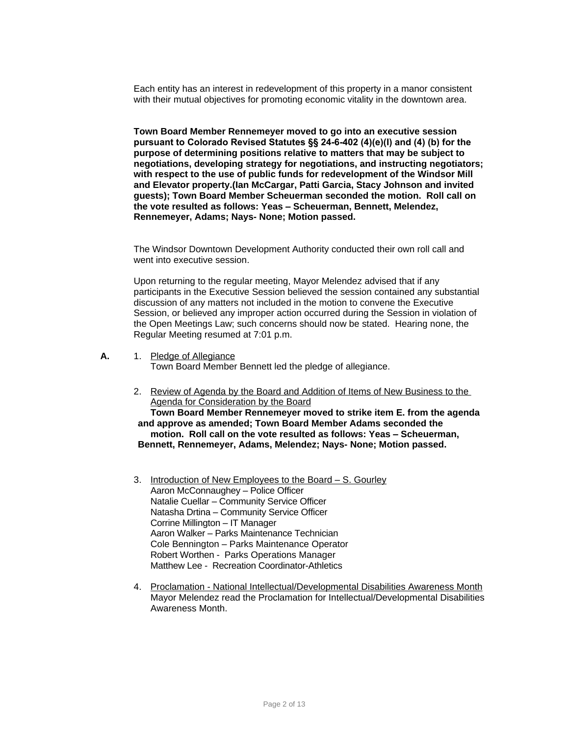Each entity has an interest in redevelopment of this property in a manor consistent with their mutual objectives for promoting economic vitality in the downtown area.

**Town Board Member Rennemeyer moved to go into an executive session pursuant to Colorado Revised Statutes §§ 24-6-402 (4)(e)(I) and (4) (b) for the purpose of determining positions relative to matters that may be subject to negotiations, developing strategy for negotiations, and instructing negotiators; with respect to the use of public funds for redevelopment of the Windsor Mill and Elevator property.(Ian McCargar, Patti Garcia, Stacy Johnson and invited guests); Town Board Member Scheuerman seconded the motion. Roll call on the vote resulted as follows: Yeas – Scheuerman, Bennett, Melendez, Rennemeyer, Adams; Nays- None; Motion passed.**

The Windsor Downtown Development Authority conducted their own roll call and went into executive session.

Upon returning to the regular meeting, Mayor Melendez advised that if any participants in the Executive Session believed the session contained any substantial discussion of any matters not included in the motion to convene the Executive Session, or believed any improper action occurred during the Session in violation of the Open Meetings Law; such concerns should now be stated. Hearing none, the Regular Meeting resumed at 7:01 p.m.

**A.**

1. Pledge of Allegiance
   Town Board Member Bennett led the pledge of allegiance.

2. Review of Agenda by the Board and Addition of Items of New Business to the Agenda for Consideration by the Board
   **Town Board Member Rennemeyer moved to strike item E. from the agenda and approve as amended; Town Board Member Adams seconded the motion. Roll call on the vote resulted as follows: Yeas – Scheuerman, Bennett, Rennemeyer, Adams, Melendez; Nays- None; Motion passed.**

3. Introduction of New Employees to the Board – S. Gourley
   Aaron McConnaughey – Police Officer
   Natalie Cuellar – Community Service Officer
   Natasha Drtina – Community Service Officer
   Corrine Millington – IT Manager
   Aaron Walker – Parks Maintenance Technician
   Cole Bennington – Parks Maintenance Operator
   Robert Worthen - Parks Operations Manager
   Matthew Lee - Recreation Coordinator-Athletics

4. Proclamation - National Intellectual/Developmental Disabilities Awareness Month
   Mayor Melendez read the Proclamation for Intellectual/Developmental Disabilities Awareness Month.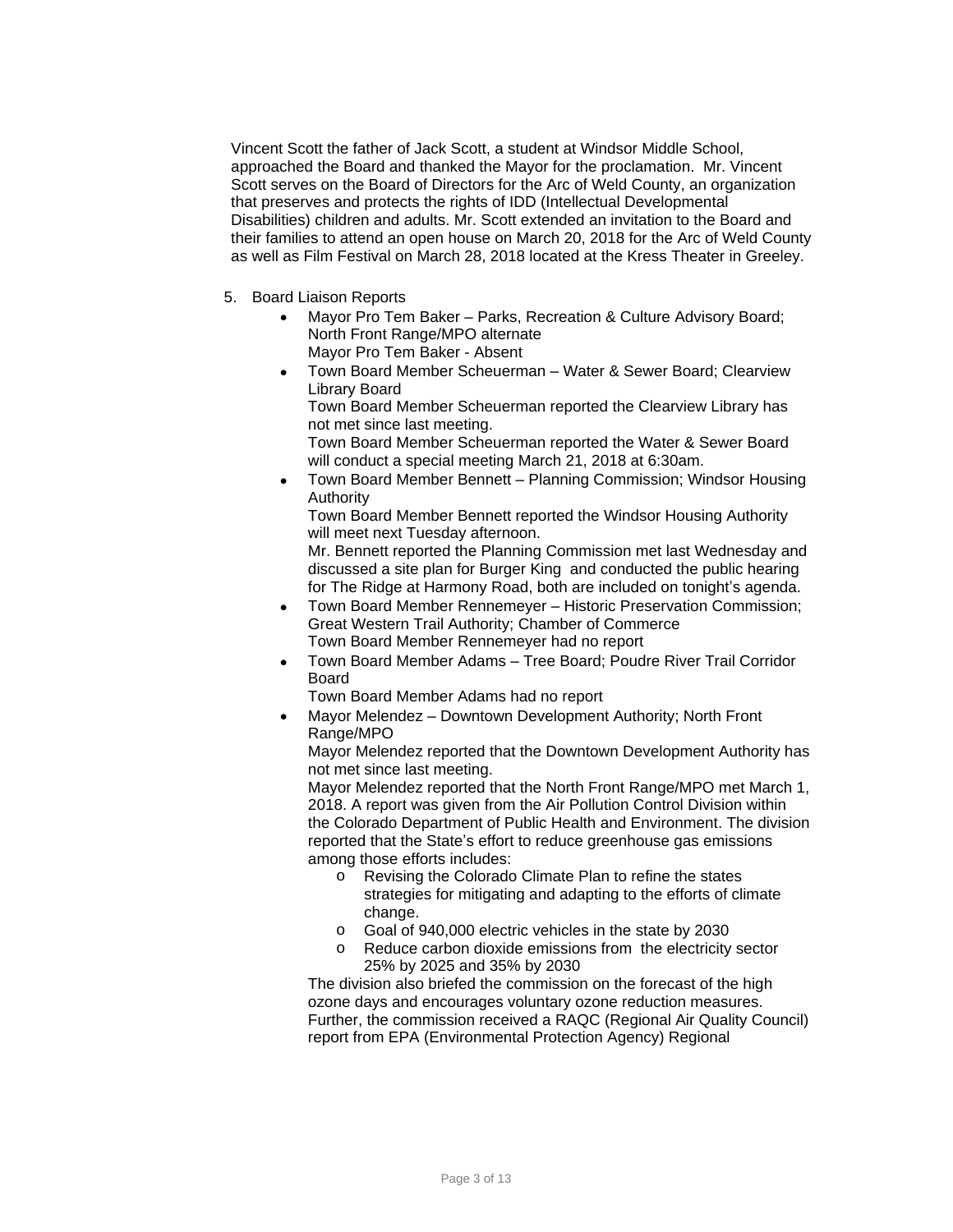Vincent Scott the father of Jack Scott, a student at Windsor Middle School, approached the Board and thanked the Mayor for the proclamation. Mr. Vincent Scott serves on the Board of Directors for the Arc of Weld County, an organization that preserves and protects the rights of IDD (Intellectual Developmental Disabilities) children and adults. Mr. Scott extended an invitation to the Board and their families to attend an open house on March 20, 2018 for the Arc of Weld County as well as Film Festival on March 28, 2018 located at the Kress Theater in Greeley.

5. Board Liaison Reports
   - Mayor Pro Tem Baker – Parks, Recreation & Culture Advisory Board; North Front Range/MPO alternate
     Mayor Pro Tem Baker - Absent
   - Town Board Member Scheuerman – Water & Sewer Board; Clearview Library Board
     Town Board Member Scheuerman reported the Clearview Library has not met since last meeting.
     Town Board Member Scheuerman reported the Water & Sewer Board will conduct a special meeting March 21, 2018 at 6:30am.
   - Town Board Member Bennett – Planning Commission; Windsor Housing Authority
     Town Board Member Bennett reported the Windsor Housing Authority will meet next Tuesday afternoon.
     Mr. Bennett reported the Planning Commission met last Wednesday and discussed a site plan for Burger King and conducted the public hearing for The Ridge at Harmony Road, both are included on tonight's agenda.
   - Town Board Member Rennemeyer – Historic Preservation Commission; Great Western Trail Authority; Chamber of Commerce
     Town Board Member Rennemeyer had no report
   - Town Board Member Adams – Tree Board; Poudre River Trail Corridor Board
     Town Board Member Adams had no report
   - Mayor Melendez – Downtown Development Authority; North Front Range/MPO
     Mayor Melendez reported that the Downtown Development Authority has not met since last meeting.
     Mayor Melendez reported that the North Front Range/MPO met March 1, 2018. A report was given from the Air Pollution Control Division within the Colorado Department of Public Health and Environment. The division reported that the State's effort to reduce greenhouse gas emissions among those efforts includes:
       - Revising the Colorado Climate Plan to refine the states strategies for mitigating and adapting to the efforts of climate change.
       - Goal of 940,000 electric vehicles in the state by 2030
       - Reduce carbon dioxide emissions from the electricity sector 25% by 2025 and 35% by 2030

     The division also briefed the commission on the forecast of the high ozone days and encourages voluntary ozone reduction measures. Further, the commission received a RAQC (Regional Air Quality Council) report from EPA (Environmental Protection Agency) Regional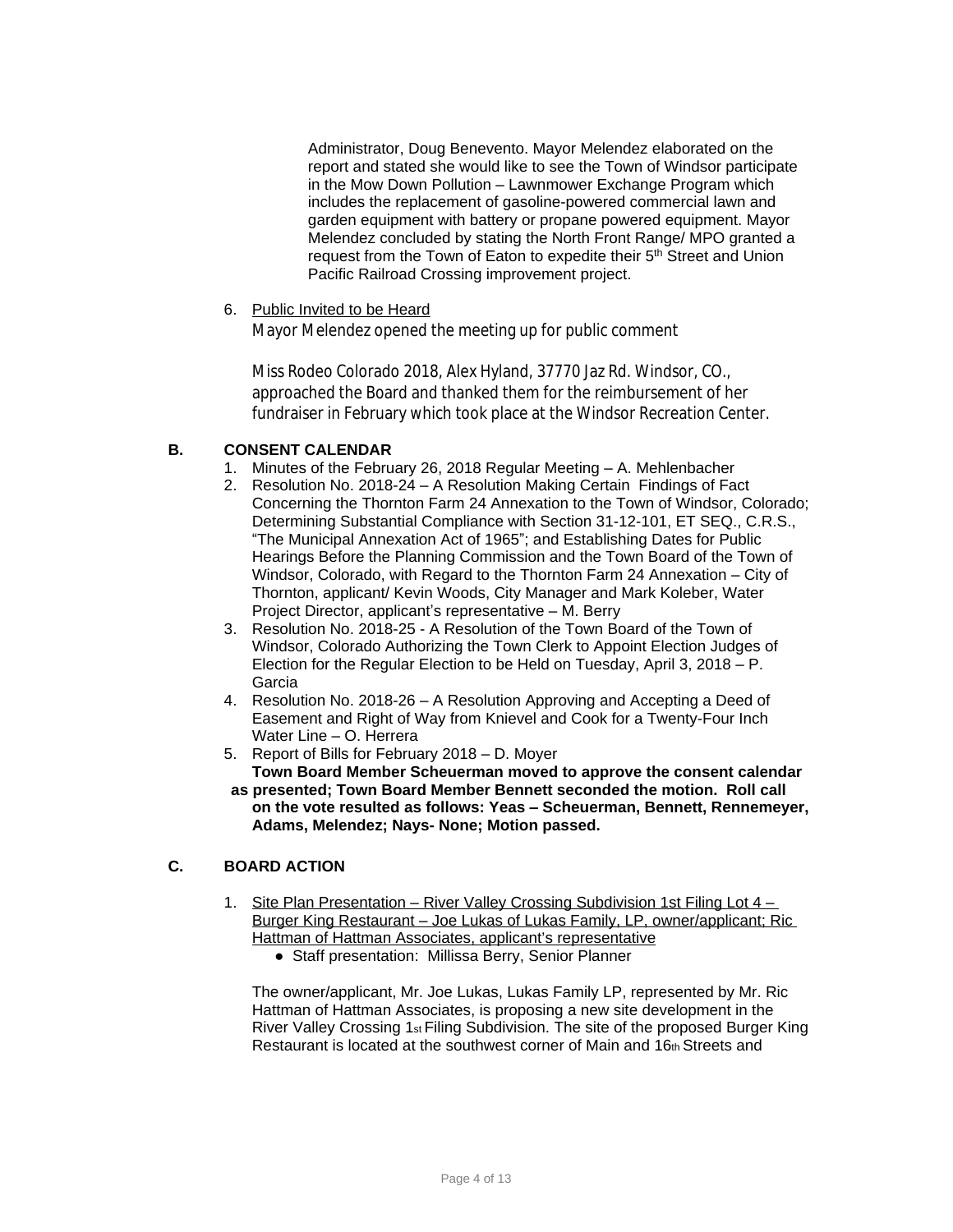Administrator, Doug Benevento. Mayor Melendez elaborated on the report and stated she would like to see the Town of Windsor participate in the Mow Down Pollution – Lawnmower Exchange Program which includes the replacement of gasoline-powered commercial lawn and garden equipment with battery or propane powered equipment. Mayor Melendez concluded by stating the North Front Range/ MPO granted a request from the Town of Eaton to expedite their 5th Street and Union Pacific Railroad Crossing improvement project.

6. Public Invited to be Heard

   Mayor Melendez opened the meeting up for public comment

   Miss Rodeo Colorado 2018, Alex Hyland, 37770 Jaz Rd. Windsor, CO., approached the Board and thanked them for the reimbursement of her fundraiser in February which took place at the Windsor Recreation Center.

## B. CONSENT CALENDAR

1. Minutes of the February 26, 2018 Regular Meeting – A. Mehlenbacher
2. Resolution No. 2018-24 – A Resolution Making Certain Findings of Fact Concerning the Thornton Farm 24 Annexation to the Town of Windsor, Colorado; Determining Substantial Compliance with Section 31-12-101, ET SEQ., C.R.S., "The Municipal Annexation Act of 1965"; and Establishing Dates for Public Hearings Before the Planning Commission and the Town Board of the Town of Windsor, Colorado, with Regard to the Thornton Farm 24 Annexation – City of Thornton, applicant/ Kevin Woods, City Manager and Mark Koleber, Water Project Director, applicant's representative – M. Berry
3. Resolution No. 2018-25 - A Resolution of the Town Board of the Town of Windsor, Colorado Authorizing the Town Clerk to Appoint Election Judges of Election for the Regular Election to be Held on Tuesday, April 3, 2018 – P. Garcia
4. Resolution No. 2018-26 – A Resolution Approving and Accepting a Deed of Easement and Right of Way from Knievel and Cook for a Twenty-Four Inch Water Line – O. Herrera
5. Report of Bills for February 2018 – D. Moyer

**Town Board Member Scheuerman moved to approve the consent calendar as presented; Town Board Member Bennett seconded the motion. Roll call on the vote resulted as follows: Yeas – Scheuerman, Bennett, Rennemeyer, Adams, Melendez; Nays- None; Motion passed.**

## C. BOARD ACTION

1. Site Plan Presentation – River Valley Crossing Subdivision 1st Filing Lot 4 – Burger King Restaurant – Joe Lukas of Lukas Family, LP, owner/applicant; Ric Hattman of Hattman Associates, applicant's representative
   - Staff presentation: Millissa Berry, Senior Planner

   The owner/applicant, Mr. Joe Lukas, Lukas Family LP, represented by Mr. Ric Hattman of Hattman Associates, is proposing a new site development in the River Valley Crossing 1st Filing Subdivision. The site of the proposed Burger King Restaurant is located at the southwest corner of Main and 16th Streets and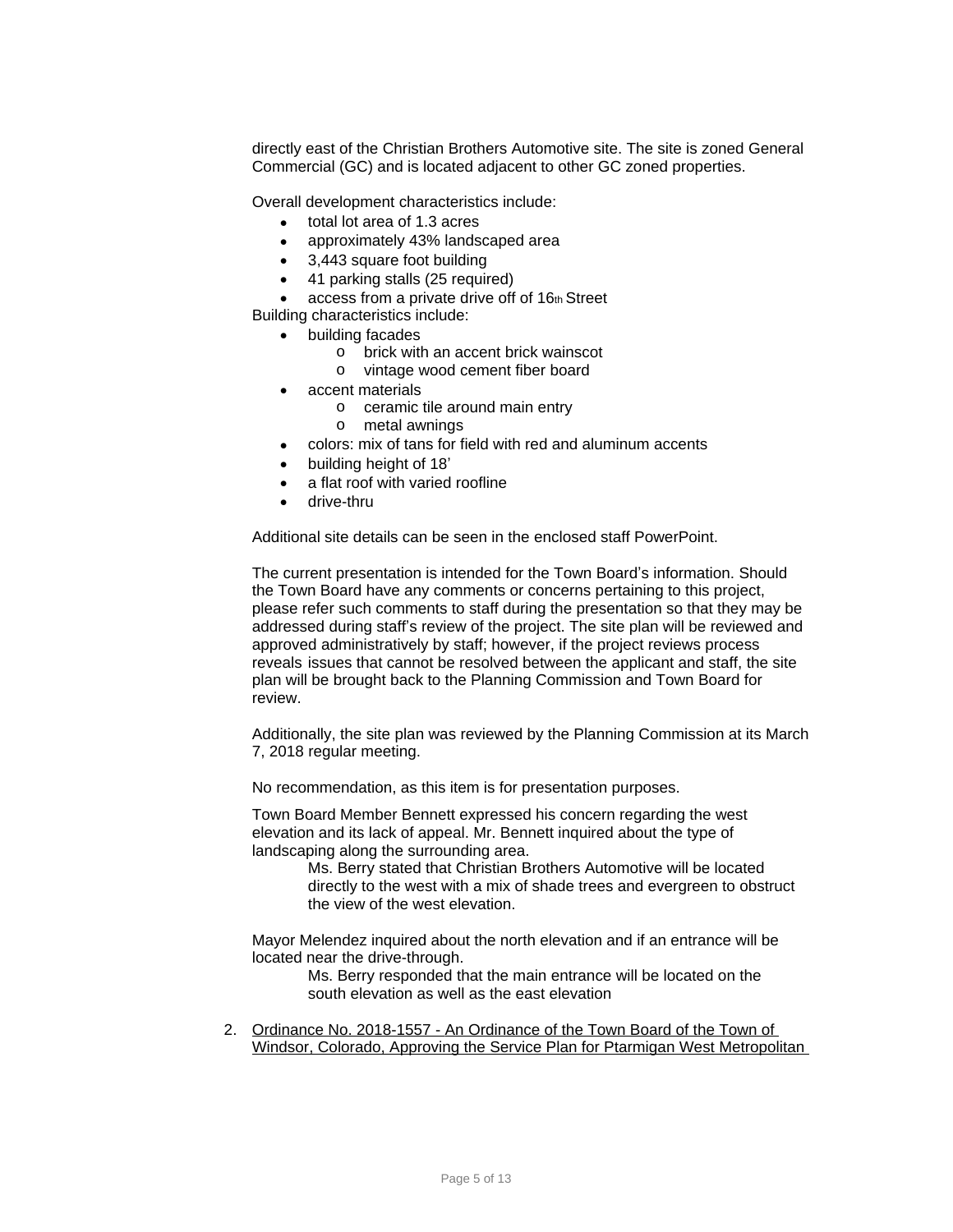directly east of the Christian Brothers Automotive site. The site is zoned General Commercial (GC) and is located adjacent to other GC zoned properties.

Overall development characteristics include:

- total lot area of 1.3 acres
- approximately 43% landscaped area
- 3,443 square foot building
- 41 parking stalls (25 required)
- access from a private drive off of 16th Street

Building characteristics include:

- building facades
  - brick with an accent brick wainscot
  - vintage wood cement fiber board
- accent materials
  - ceramic tile around main entry
  - metal awnings
- colors: mix of tans for field with red and aluminum accents
- building height of 18'
- a flat roof with varied roofline
- drive-thru

Additional site details can be seen in the enclosed staff PowerPoint.

The current presentation is intended for the Town Board's information. Should the Town Board have any comments or concerns pertaining to this project, please refer such comments to staff during the presentation so that they may be addressed during staff's review of the project. The site plan will be reviewed and approved administratively by staff; however, if the project reviews process reveals issues that cannot be resolved between the applicant and staff, the site plan will be brought back to the Planning Commission and Town Board for review.

Additionally, the site plan was reviewed by the Planning Commission at its March 7, 2018 regular meeting.

No recommendation, as this item is for presentation purposes.

Town Board Member Bennett expressed his concern regarding the west elevation and its lack of appeal. Mr. Bennett inquired about the type of landscaping along the surrounding area.

> Ms. Berry stated that Christian Brothers Automotive will be located directly to the west with a mix of shade trees and evergreen to obstruct the view of the west elevation.

Mayor Melendez inquired about the north elevation and if an entrance will be located near the drive-through.

> Ms. Berry responded that the main entrance will be located on the south elevation as well as the east elevation

2. Ordinance No. 2018-1557 - An Ordinance of the Town Board of the Town of Windsor, Colorado, Approving the Service Plan for Ptarmigan West Metropolitan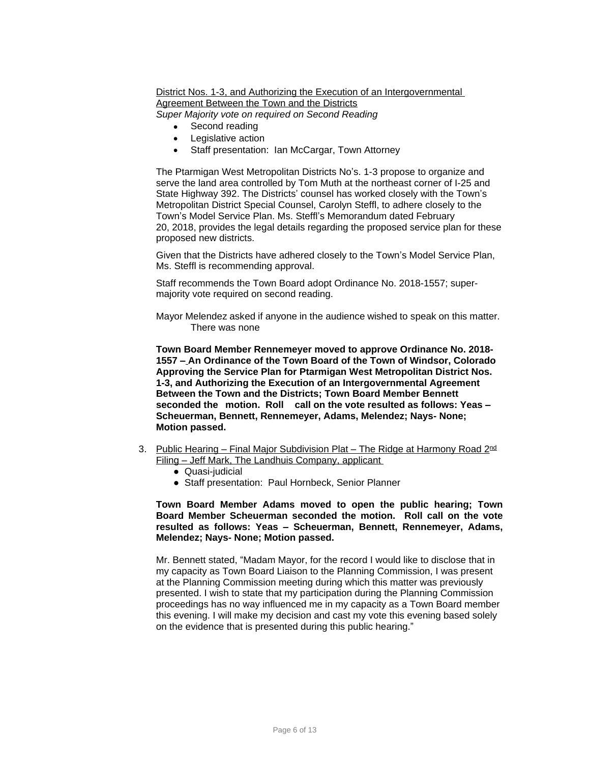District Nos. 1-3, and Authorizing the Execution of an Intergovernmental Agreement Between the Town and the Districts
*Super Majority vote on required on Second Reading*

- Second reading
- Legislative action
- Staff presentation: Ian McCargar, Town Attorney

The Ptarmigan West Metropolitan Districts No's. 1-3 propose to organize and serve the land area controlled by Tom Muth at the northeast corner of I-25 and State Highway 392. The Districts' counsel has worked closely with the Town's Metropolitan District Special Counsel, Carolyn Steffl, to adhere closely to the Town's Model Service Plan. Ms. Steffl's Memorandum dated February 20, 2018, provides the legal details regarding the proposed service plan for these proposed new districts.

Given that the Districts have adhered closely to the Town's Model Service Plan, Ms. Steffl is recommending approval.

Staff recommends the Town Board adopt Ordinance No. 2018-1557; super-majority vote required on second reading.

Mayor Melendez asked if anyone in the audience wished to speak on this matter. There was none

**Town Board Member Rennemeyer moved to approve Ordinance No. 2018-1557 – An Ordinance of the Town Board of the Town of Windsor, Colorado Approving the Service Plan for Ptarmigan West Metropolitan District Nos. 1-3, and Authorizing the Execution of an Intergovernmental Agreement Between the Town and the Districts; Town Board Member Bennett seconded the motion. Roll call on the vote resulted as follows: Yeas – Scheuerman, Bennett, Rennemeyer, Adams, Melendez; Nays- None; Motion passed.**

3. Public Hearing – Final Major Subdivision Plat – The Ridge at Harmony Road 2nd Filing – Jeff Mark, The Landhuis Company, applicant
   - Quasi-judicial
   - Staff presentation: Paul Hornbeck, Senior Planner

**Town Board Member Adams moved to open the public hearing; Town Board Member Scheuerman seconded the motion. Roll call on the vote resulted as follows: Yeas – Scheuerman, Bennett, Rennemeyer, Adams, Melendez; Nays- None; Motion passed.**

Mr. Bennett stated, "Madam Mayor, for the record I would like to disclose that in my capacity as Town Board Liaison to the Planning Commission, I was present at the Planning Commission meeting during which this matter was previously presented. I wish to state that my participation during the Planning Commission proceedings has no way influenced me in my capacity as a Town Board member this evening. I will make my decision and cast my vote this evening based solely on the evidence that is presented during this public hearing."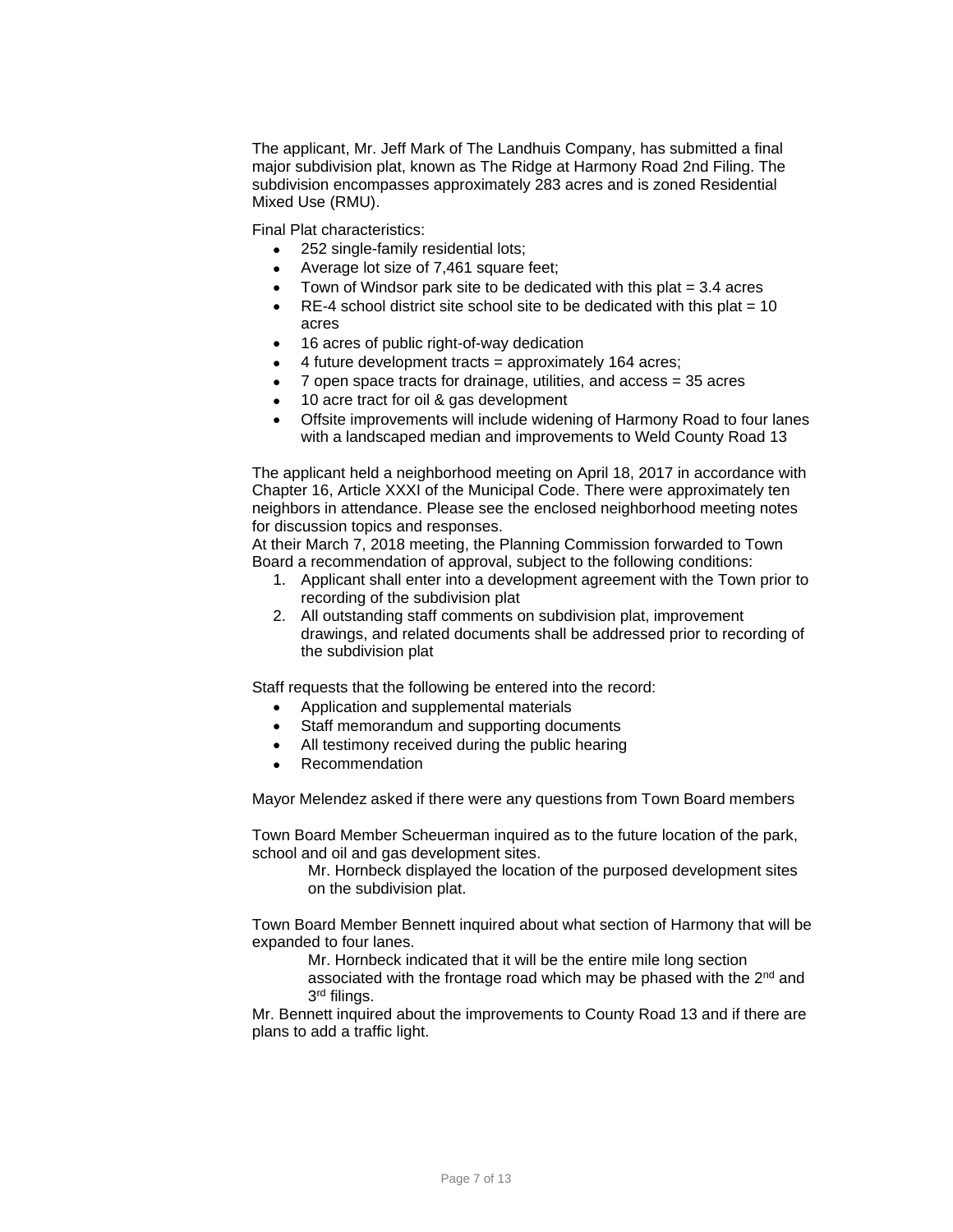The applicant, Mr. Jeff Mark of The Landhuis Company, has submitted a final major subdivision plat, known as The Ridge at Harmony Road 2nd Filing. The subdivision encompasses approximately 283 acres and is zoned Residential Mixed Use (RMU).

Final Plat characteristics:

- 252 single-family residential lots;
- Average lot size of 7,461 square feet;
- Town of Windsor park site to be dedicated with this plat = 3.4 acres
- RE-4 school district site school site to be dedicated with this plat = 10 acres
- 16 acres of public right-of-way dedication
- 4 future development tracts = approximately 164 acres;
- 7 open space tracts for drainage, utilities, and access = 35 acres
- 10 acre tract for oil & gas development
- Offsite improvements will include widening of Harmony Road to four lanes with a landscaped median and improvements to Weld County Road 13

The applicant held a neighborhood meeting on April 18, 2017 in accordance with Chapter 16, Article XXXI of the Municipal Code. There were approximately ten neighbors in attendance. Please see the enclosed neighborhood meeting notes for discussion topics and responses.

At their March 7, 2018 meeting, the Planning Commission forwarded to Town Board a recommendation of approval, subject to the following conditions:

1. Applicant shall enter into a development agreement with the Town prior to recording of the subdivision plat
2. All outstanding staff comments on subdivision plat, improvement drawings, and related documents shall be addressed prior to recording of the subdivision plat

Staff requests that the following be entered into the record:

- Application and supplemental materials
- Staff memorandum and supporting documents
- All testimony received during the public hearing
- Recommendation

Mayor Melendez asked if there were any questions from Town Board members

Town Board Member Scheuerman inquired as to the future location of the park, school and oil and gas development sites.

> Mr. Hornbeck displayed the location of the purposed development sites on the subdivision plat.

Town Board Member Bennett inquired about what section of Harmony that will be expanded to four lanes.

> Mr. Hornbeck indicated that it will be the entire mile long section associated with the frontage road which may be phased with the 2nd and 3rd filings.

Mr. Bennett inquired about the improvements to County Road 13 and if there are plans to add a traffic light.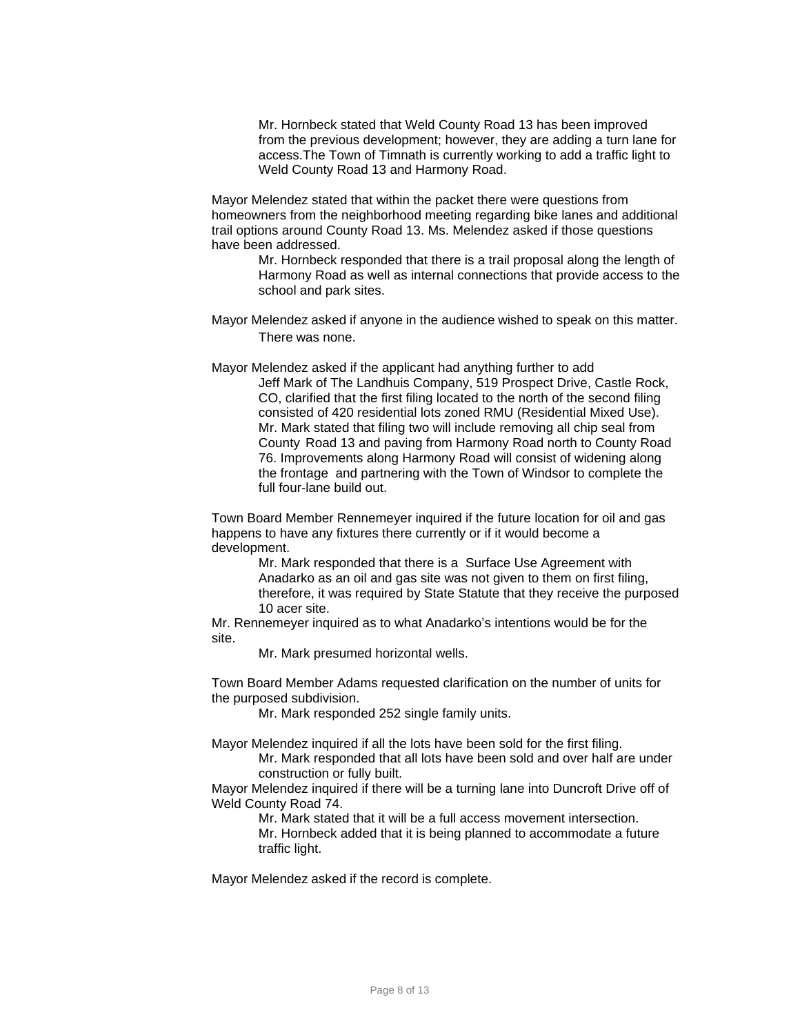Mr. Hornbeck stated that Weld County Road 13 has been improved from the previous development; however, they are adding a turn lane for access.The Town of Timnath is currently working to add a traffic light to Weld County Road 13 and Harmony Road.

Mayor Melendez stated that within the packet there were questions from homeowners from the neighborhood meeting regarding bike lanes and additional trail options around County Road 13. Ms. Melendez asked if those questions have been addressed.

Mr. Hornbeck responded that there is a trail proposal along the length of Harmony Road as well as internal connections that provide access to the school and park sites.

Mayor Melendez asked if anyone in the audience wished to speak on this matter.

There was none.

Mayor Melendez asked if the applicant had anything further to add

Jeff Mark of The Landhuis Company, 519 Prospect Drive, Castle Rock, CO, clarified that the first filing located to the north of the second filing consisted of 420 residential lots zoned RMU (Residential Mixed Use). Mr. Mark stated that filing two will include removing all chip seal from County Road 13 and paving from Harmony Road north to County Road 76. Improvements along Harmony Road will consist of widening along the frontage and partnering with the Town of Windsor to complete the full four-lane build out.

Town Board Member Rennemeyer inquired if the future location for oil and gas happens to have any fixtures there currently or if it would become a development.

Mr. Mark responded that there is a Surface Use Agreement with Anadarko as an oil and gas site was not given to them on first filing, therefore, it was required by State Statute that they receive the purposed 10 acer site.

Mr. Rennemeyer inquired as to what Anadarko's intentions would be for the site.

Mr. Mark presumed horizontal wells.

Town Board Member Adams requested clarification on the number of units for the purposed subdivision.

Mr. Mark responded 252 single family units.

Mayor Melendez inquired if all the lots have been sold for the first filing.

Mr. Mark responded that all lots have been sold and over half are under construction or fully built.

Mayor Melendez inquired if there will be a turning lane into Duncroft Drive off of Weld County Road 74.

Mr. Mark stated that it will be a full access movement intersection.
Mr. Hornbeck added that it is being planned to accommodate a future traffic light.

Mayor Melendez asked if the record is complete.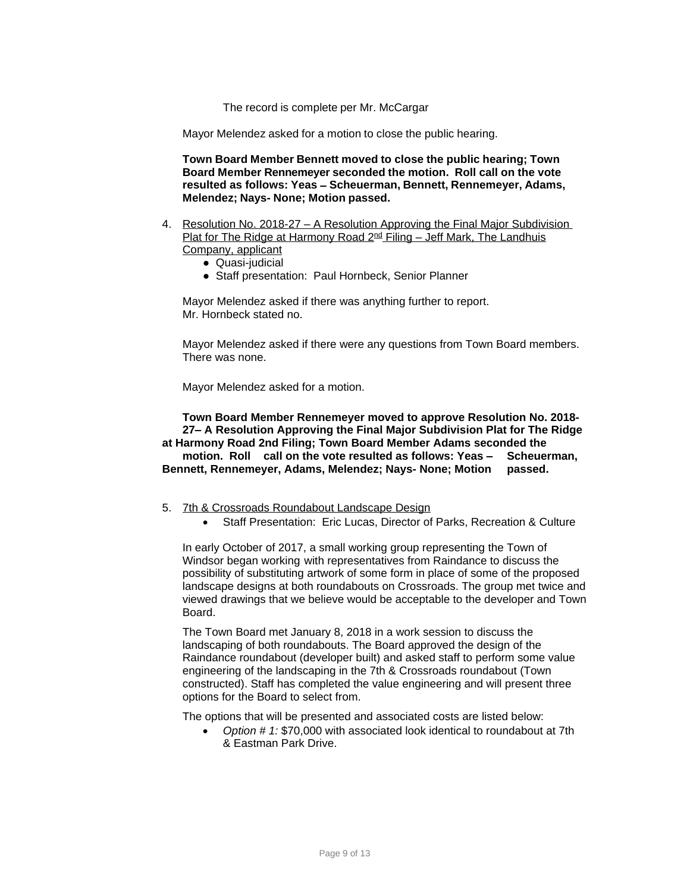The record is complete per Mr. McCargar

Mayor Melendez asked for a motion to close the public hearing.

**Town Board Member Bennett moved to close the public hearing; Town Board Member Rennemeyer seconded the motion. Roll call on the vote resulted as follows: Yeas – Scheuerman, Bennett, Rennemeyer, Adams, Melendez; Nays- None; Motion passed.**

4. Resolution No. 2018-27 – A Resolution Approving the Final Major Subdivision Plat for The Ridge at Harmony Road 2nd Filing – Jeff Mark, The Landhuis Company, applicant
   - Quasi-judicial
   - Staff presentation: Paul Hornbeck, Senior Planner

Mayor Melendez asked if there was anything further to report.
Mr. Hornbeck stated no.

Mayor Melendez asked if there were any questions from Town Board members. There was none.

Mayor Melendez asked for a motion.

**Town Board Member Rennemeyer moved to approve Resolution No. 2018-27– A Resolution Approving the Final Major Subdivision Plat for The Ridge at Harmony Road 2nd Filing; Town Board Member Adams seconded the motion. Roll call on the vote resulted as follows: Yeas – Scheuerman, Bennett, Rennemeyer, Adams, Melendez; Nays- None; Motion passed.**

5. 7th & Crossroads Roundabout Landscape Design
   - Staff Presentation: Eric Lucas, Director of Parks, Recreation & Culture

In early October of 2017, a small working group representing the Town of Windsor began working with representatives from Raindance to discuss the possibility of substituting artwork of some form in place of some of the proposed landscape designs at both roundabouts on Crossroads. The group met twice and viewed drawings that we believe would be acceptable to the developer and Town Board.

The Town Board met January 8, 2018 in a work session to discuss the landscaping of both roundabouts. The Board approved the design of the Raindance roundabout (developer built) and asked staff to perform some value engineering of the landscaping in the 7th & Crossroads roundabout (Town constructed). Staff has completed the value engineering and will present three options for the Board to select from.

The options that will be presented and associated costs are listed below:

- *Option # 1:* $70,000 with associated look identical to roundabout at 7th & Eastman Park Drive.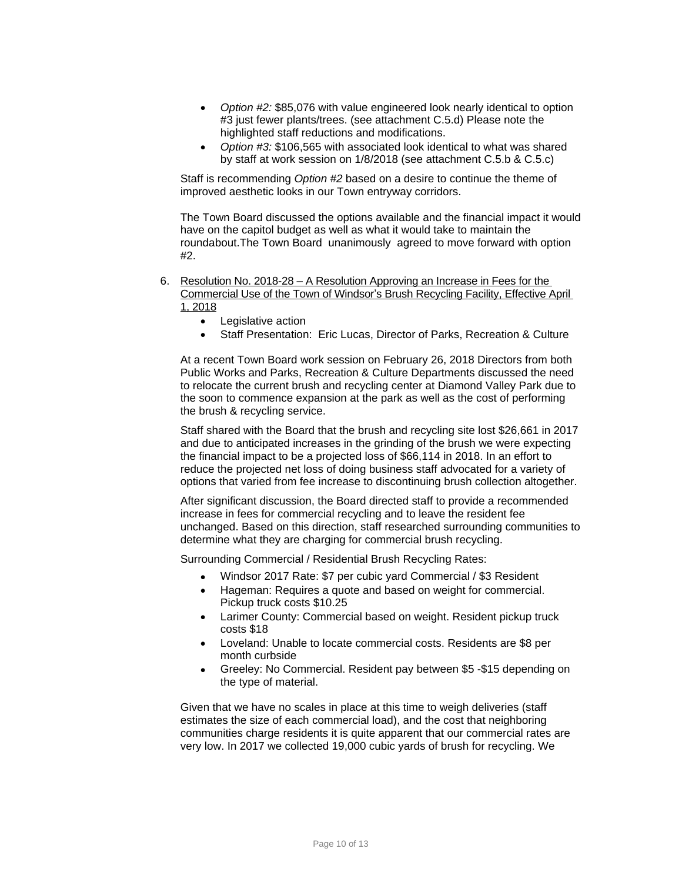- *Option #2:* $85,076 with value engineered look nearly identical to option #3 just fewer plants/trees. (see attachment C.5.d) Please note the highlighted staff reductions and modifications.
- *Option #3:* $106,565 with associated look identical to what was shared by staff at work session on 1/8/2018 (see attachment C.5.b & C.5.c)

Staff is recommending *Option #2* based on a desire to continue the theme of improved aesthetic looks in our Town entryway corridors.

The Town Board discussed the options available and the financial impact it would have on the capitol budget as well as what it would take to maintain the roundabout.The Town Board unanimously agreed to move forward with option #2.

6. Resolution No. 2018-28 – A Resolution Approving an Increase in Fees for the Commercial Use of the Town of Windsor's Brush Recycling Facility, Effective April 1, 2018
   - Legislative action
   - Staff Presentation: Eric Lucas, Director of Parks, Recreation & Culture

   At a recent Town Board work session on February 26, 2018 Directors from both Public Works and Parks, Recreation & Culture Departments discussed the need to relocate the current brush and recycling center at Diamond Valley Park due to the soon to commence expansion at the park as well as the cost of performing the brush & recycling service.

   Staff shared with the Board that the brush and recycling site lost $26,661 in 2017 and due to anticipated increases in the grinding of the brush we were expecting the financial impact to be a projected loss of $66,114 in 2018. In an effort to reduce the projected net loss of doing business staff advocated for a variety of options that varied from fee increase to discontinuing brush collection altogether.

   After significant discussion, the Board directed staff to provide a recommended increase in fees for commercial recycling and to leave the resident fee unchanged. Based on this direction, staff researched surrounding communities to determine what they are charging for commercial brush recycling.

   Surrounding Commercial / Residential Brush Recycling Rates:

   - Windsor 2017 Rate: $7 per cubic yard Commercial / $3 Resident
   - Hageman: Requires a quote and based on weight for commercial. Pickup truck costs $10.25
   - Larimer County: Commercial based on weight. Resident pickup truck costs $18
   - Loveland: Unable to locate commercial costs. Residents are $8 per month curbside
   - Greeley: No Commercial. Resident pay between $5 -$15 depending on the type of material.

   Given that we have no scales in place at this time to weigh deliveries (staff estimates the size of each commercial load), and the cost that neighboring communities charge residents it is quite apparent that our commercial rates are very low. In 2017 we collected 19,000 cubic yards of brush for recycling. We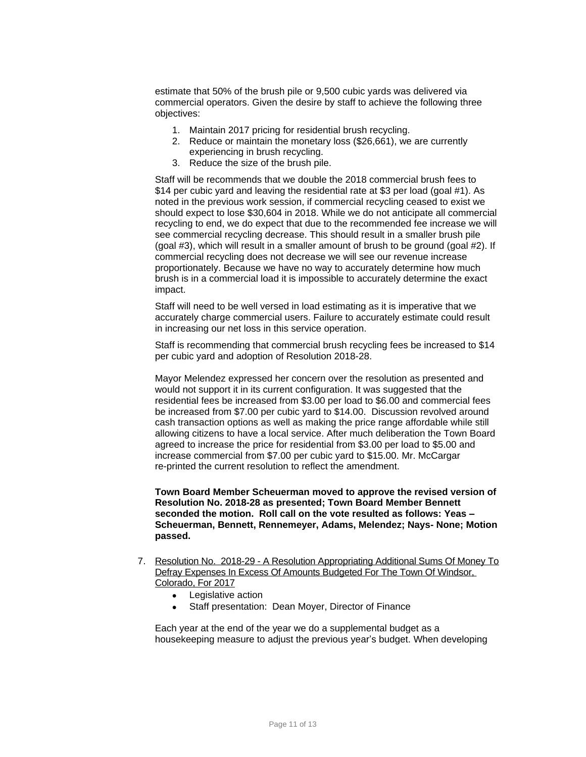estimate that 50% of the brush pile or 9,500 cubic yards was delivered via commercial operators. Given the desire by staff to achieve the following three objectives:

1. Maintain 2017 pricing for residential brush recycling.
2. Reduce or maintain the monetary loss ($26,661), we are currently experiencing in brush recycling.
3. Reduce the size of the brush pile.

Staff will be recommends that we double the 2018 commercial brush fees to $14 per cubic yard and leaving the residential rate at $3 per load (goal #1). As noted in the previous work session, if commercial recycling ceased to exist we should expect to lose $30,604 in 2018. While we do not anticipate all commercial recycling to end, we do expect that due to the recommended fee increase we will see commercial recycling decrease. This should result in a smaller brush pile (goal #3), which will result in a smaller amount of brush to be ground (goal #2). If commercial recycling does not decrease we will see our revenue increase proportionately. Because we have no way to accurately determine how much brush is in a commercial load it is impossible to accurately determine the exact impact.

Staff will need to be well versed in load estimating as it is imperative that we accurately charge commercial users. Failure to accurately estimate could result in increasing our net loss in this service operation.

Staff is recommending that commercial brush recycling fees be increased to $14 per cubic yard and adoption of Resolution 2018-28.

Mayor Melendez expressed her concern over the resolution as presented and would not support it in its current configuration. It was suggested that the residential fees be increased from $3.00 per load to $6.00 and commercial fees be increased from $7.00 per cubic yard to $14.00. Discussion revolved around cash transaction options as well as making the price range affordable while still allowing citizens to have a local service. After much deliberation the Town Board agreed to increase the price for residential from $3.00 per load to $5.00 and increase commercial from $7.00 per cubic yard to $15.00. Mr. McCargar re-printed the current resolution to reflect the amendment.

**Town Board Member Scheuerman moved to approve the revised version of Resolution No. 2018-28 as presented; Town Board Member Bennett seconded the motion. Roll call on the vote resulted as follows: Yeas – Scheuerman, Bennett, Rennemeyer, Adams, Melendez; Nays- None; Motion passed.**

7. Resolution No. 2018-29 - A Resolution Appropriating Additional Sums Of Money To Defray Expenses In Excess Of Amounts Budgeted For The Town Of Windsor, Colorado, For 2017
   - Legislative action
   - Staff presentation: Dean Moyer, Director of Finance

Each year at the end of the year we do a supplemental budget as a housekeeping measure to adjust the previous year's budget. When developing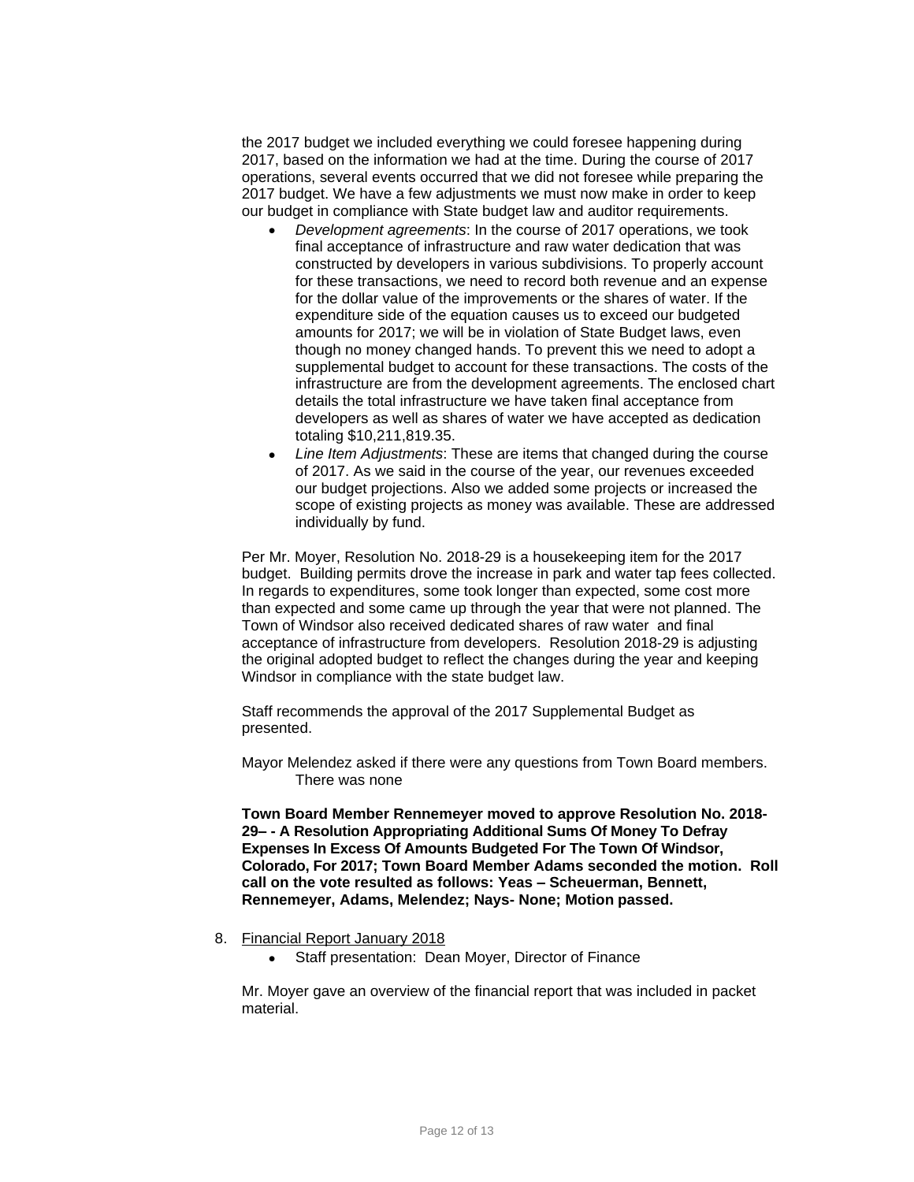the 2017 budget we included everything we could foresee happening during 2017, based on the information we had at the time. During the course of 2017 operations, several events occurred that we did not foresee while preparing the 2017 budget. We have a few adjustments we must now make in order to keep our budget in compliance with State budget law and auditor requirements.

- *Development agreements*: In the course of 2017 operations, we took final acceptance of infrastructure and raw water dedication that was constructed by developers in various subdivisions. To properly account for these transactions, we need to record both revenue and an expense for the dollar value of the improvements or the shares of water. If the expenditure side of the equation causes us to exceed our budgeted amounts for 2017; we will be in violation of State Budget laws, even though no money changed hands. To prevent this we need to adopt a supplemental budget to account for these transactions. The costs of the infrastructure are from the development agreements. The enclosed chart details the total infrastructure we have taken final acceptance from developers as well as shares of water we have accepted as dedication totaling $10,211,819.35.
- *Line Item Adjustments*: These are items that changed during the course of 2017. As we said in the course of the year, our revenues exceeded our budget projections. Also we added some projects or increased the scope of existing projects as money was available. These are addressed individually by fund.

Per Mr. Moyer, Resolution No. 2018-29 is a housekeeping item for the 2017 budget. Building permits drove the increase in park and water tap fees collected. In regards to expenditures, some took longer than expected, some cost more than expected and some came up through the year that were not planned. The Town of Windsor also received dedicated shares of raw water and final acceptance of infrastructure from developers. Resolution 2018-29 is adjusting the original adopted budget to reflect the changes during the year and keeping Windsor in compliance with the state budget law.

Staff recommends the approval of the 2017 Supplemental Budget as presented.

Mayor Melendez asked if there were any questions from Town Board members.
There was none

**Town Board Member Rennemeyer moved to approve Resolution No. 2018-29– - A Resolution Appropriating Additional Sums Of Money To Defray Expenses In Excess Of Amounts Budgeted For The Town Of Windsor, Colorado, For 2017; Town Board Member Adams seconded the motion. Roll call on the vote resulted as follows: Yeas – Scheuerman, Bennett, Rennemeyer, Adams, Melendez; Nays- None; Motion passed.**

8. Financial Report January 2018
   - Staff presentation: Dean Moyer, Director of Finance

Mr. Moyer gave an overview of the financial report that was included in packet material.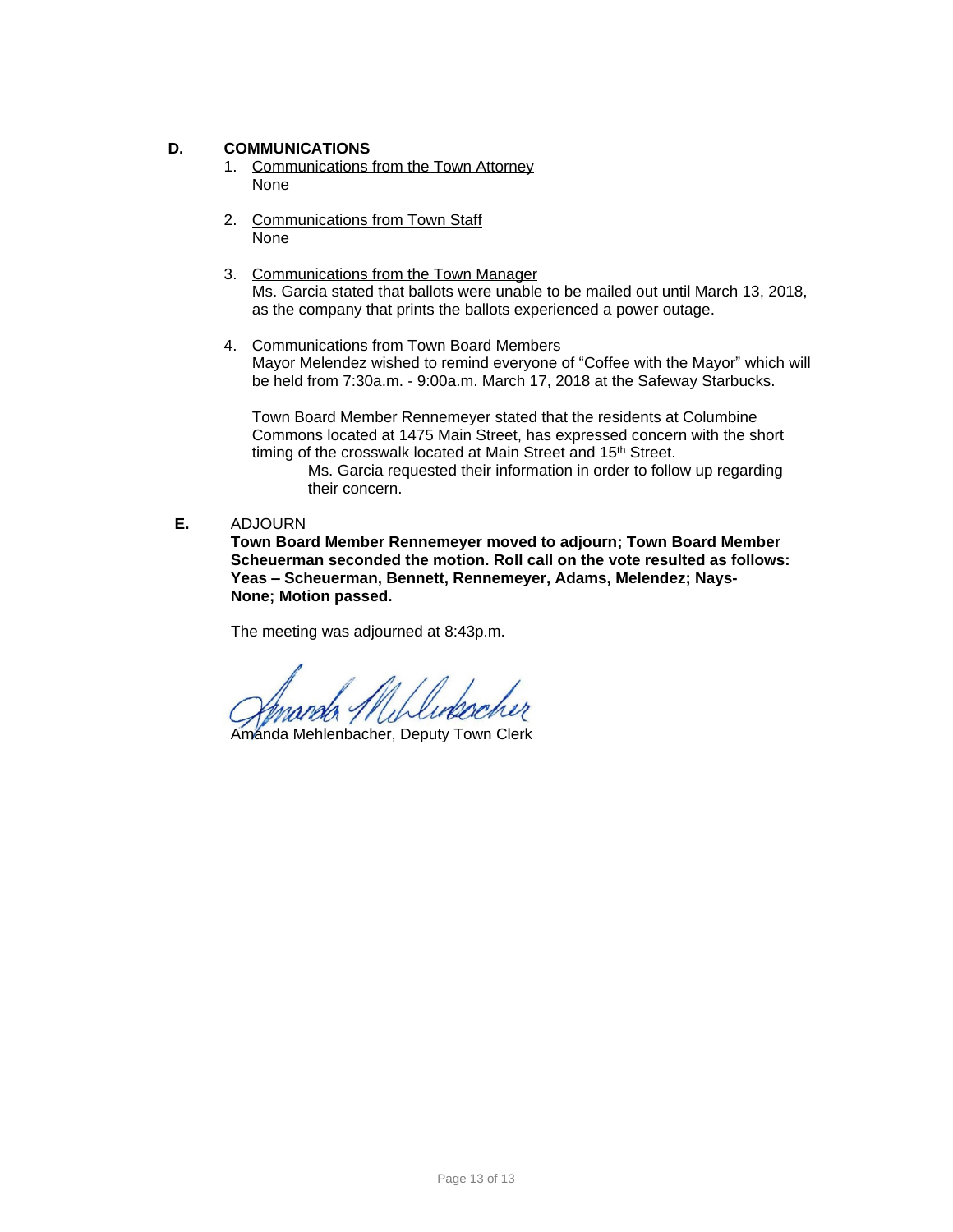**D. COMMUNICATIONS**

1. Communications from the Town Attorney
   None

2. Communications from Town Staff
   None

3. Communications from the Town Manager
   Ms. Garcia stated that ballots were unable to be mailed out until March 13, 2018, as the company that prints the ballots experienced a power outage.

4. Communications from Town Board Members
   Mayor Melendez wished to remind everyone of "Coffee with the Mayor" which will be held from 7:30a.m. - 9:00a.m. March 17, 2018 at the Safeway Starbucks.

   Town Board Member Rennemeyer stated that the residents at Columbine Commons located at 1475 Main Street, has expressed concern with the short timing of the crosswalk located at Main Street and 15th Street.

   Ms. Garcia requested their information in order to follow up regarding their concern.

**E.** ADJOURN

**Town Board Member Rennemeyer moved to adjourn; Town Board Member Scheuerman seconded the motion. Roll call on the vote resulted as follows: Yeas – Scheuerman, Bennett, Rennemeyer, Adams, Melendez; Nays-None; Motion passed.**

The meeting was adjourned at 8:43p.m.

Amanda Mehlenbacher, Deputy Town Clerk